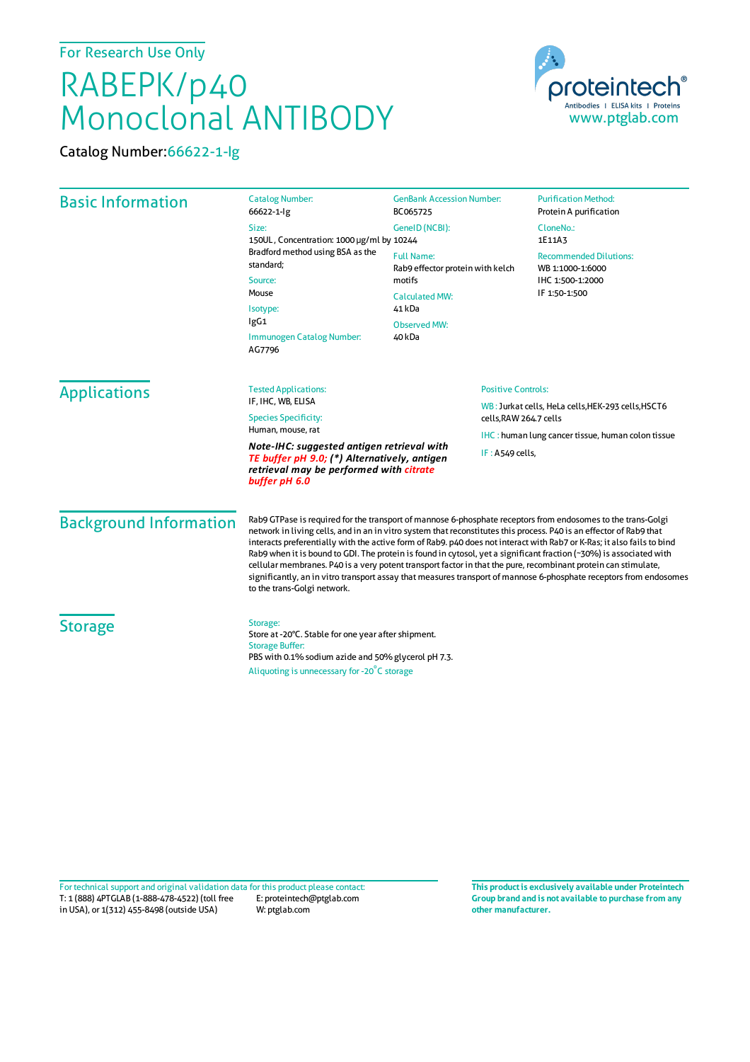For Research Use Only

# RABEPK/p40 Monoclonal ANTIBODY

Catalog Number: 66622-1-Ig

proteintech®
Antibodies | ELISA kits | Proteins
www.ptglab.com

## Basic Information

Catalog Number:
66622-1-Ig

Size:
150UL , Concentration: 1000 μg/ml by Bradford method using BSA as the standard;

Source:
Mouse

Isotype:
IgG1

Immunogen Catalog Number:
AG7796

GenBank Accession Number:
BC065725

GeneID (NCBI):
10244

Full Name:
Rab9 effector protein with kelch motifs

Calculated MW:
41 kDa

Observed MW:
40 kDa

Purification Method:
Protein A purification

CloneNo.:
1E11A3

Recommended Dilutions:
WB 1:1000-1:6000
IHC 1:500-1:2000
IF 1:50-1:500

## Applications

Tested Applications:
IF, IHC, WB, ELISA

Species Specificity:
Human, mouse, rat

***Note-IHC: suggested antigen retrieval with TE buffer pH 9.0; (*) Alternatively, antigen retrieval may be performed with citrate buffer pH 6.0***

Positive Controls:

WB : Jurkat cells, HeLa cells,HEK-293 cells,HSCT6 cells,RAW 264.7 cells

IHC : human lung cancer tissue, human colon tissue

IF : A549 cells,

## Background Information

Rab9 GTPase is required for the transport of mannose 6-phosphate receptors from endosomes to the trans-Golgi network in living cells, and in an in vitro system that reconstitutes this process. P40 is an effector of Rab9 that interacts preferentially with the active form of Rab9. p40 does not interact with Rab7 or K-Ras; it also fails to bind Rab9 when it is bound to GDI. The protein is found in cytosol, yet a significant fraction (~30%) is associated with cellular membranes. P40 is a very potent transport factor in that the pure, recombinant protein can stimulate, significantly, an in vitro transport assay that measures transport of mannose 6-phosphate receptors from endosomes to the trans-Golgi network.

## Storage

Storage:
Store at -20°C. Stable for one year after shipment.
Storage Buffer:
PBS with 0.1% sodium azide and 50% glycerol pH 7.3.
Aliquoting is unnecessary for -20°C storage

For technical support and original validation data for this product please contact:
T: 1 (888) 4PTGLAB (1-888-478-4522) (toll free in USA), or 1(312) 455-8498 (outside USA)
E: proteintech@ptglab.com
W: ptglab.com

**This product is exclusively available under Proteintech Group brand and is not available to purchase from any other manufacturer.**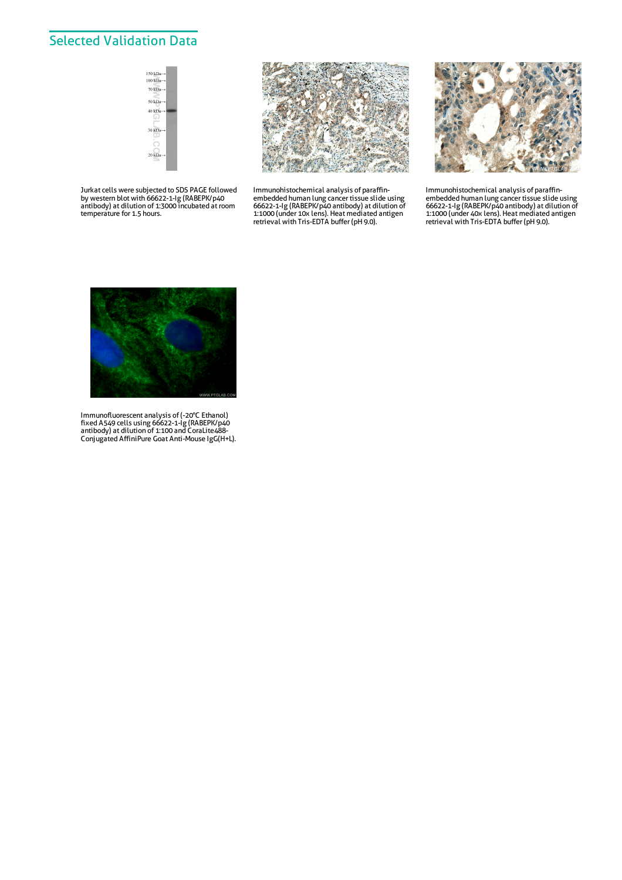## Selected Validation Data

150 kDa→
100 kDa→
70 kDa→
50 kDa→
40 kDa→
30 kDa→
20 kDa→

Jurkat cells were subjected to SDS PAGE followed by western blot with 66622-1-Ig (RABEPK/p40 antibody) at dilution of 1:3000 incubated at room temperature for 1.5 hours.

Immunohistochemical analysis of paraffin-embedded human lung cancer tissue slide using 66622-1-Ig (RABEPK/p40 antibody) at dilution of 1:1000 (under 10x lens). Heat mediated antigen retrieval with Tris-EDTA buffer (pH 9.0).

Immunohistochemical analysis of paraffin-embedded human lung cancer tissue slide using 66622-1-Ig (RABEPK/p40 antibody) at dilution of 1:1000 (under 40x lens). Heat mediated antigen retrieval with Tris-EDTA buffer (pH 9.0).

Immunofluorescent analysis of (-20°C Ethanol) fixed A549 cells using 66622-1-Ig (RABEPK/p40 antibody) at dilution of 1:100 and CoraLite488-Conjugated AffiniPure Goat Anti-Mouse IgG(H+L).